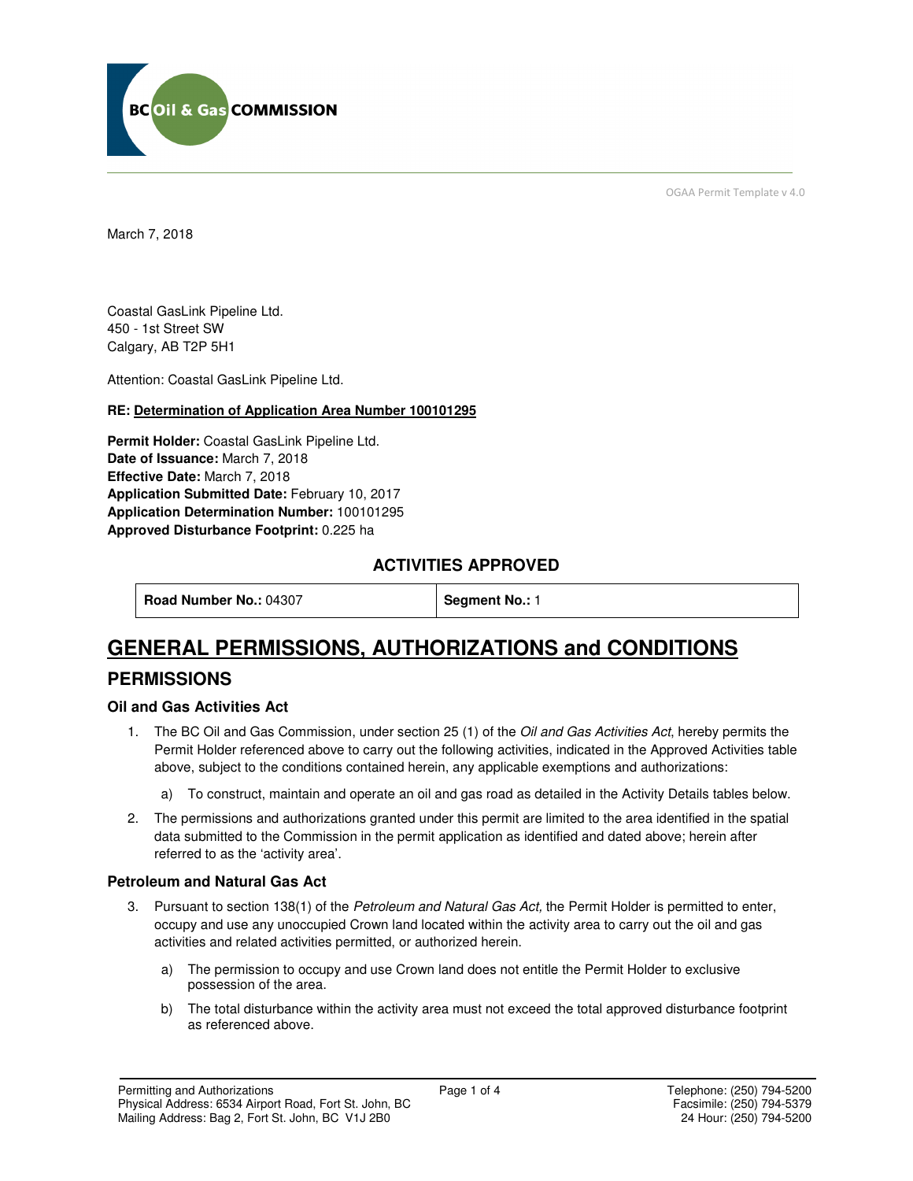OGAA Permit Template v 4.0

March 7, 2018

Coastal GasLink Pipeline Ltd.
450 - 1st Street SW
Calgary, AB T2P 5H1

Attention: Coastal GasLink Pipeline Ltd.

**RE: Determination of Application Area Number 100101295**

**Permit Holder:** Coastal GasLink Pipeline Ltd.
**Date of Issuance:** March 7, 2018
**Effective Date:** March 7, 2018
**Application Submitted Date:** February 10, 2017
**Application Determination Number:** 100101295
**Approved Disturbance Footprint:** 0.225 ha

### ACTIVITIES APPROVED

| **Road Number No.:** 04307 | **Segment No.:** 1 |
|---|---|

# GENERAL PERMISSIONS, AUTHORIZATIONS and CONDITIONS

## PERMISSIONS

### Oil and Gas Activities Act

1. The BC Oil and Gas Commission, under section 25 (1) of the *Oil and Gas Activities Act*, hereby permits the Permit Holder referenced above to carry out the following activities, indicated in the Approved Activities table above, subject to the conditions contained herein, any applicable exemptions and authorizations:

   a) To construct, maintain and operate an oil and gas road as detailed in the Activity Details tables below.

2. The permissions and authorizations granted under this permit are limited to the area identified in the spatial data submitted to the Commission in the permit application as identified and dated above; herein after referred to as the 'activity area'.

### Petroleum and Natural Gas Act

3. Pursuant to section 138(1) of the *Petroleum and Natural Gas Act,* the Permit Holder is permitted to enter, occupy and use any unoccupied Crown land located within the activity area to carry out the oil and gas activities and related activities permitted, or authorized herein.

   a) The permission to occupy and use Crown land does not entitle the Permit Holder to exclusive possession of the area.

   b) The total disturbance within the activity area must not exceed the total approved disturbance footprint as referenced above.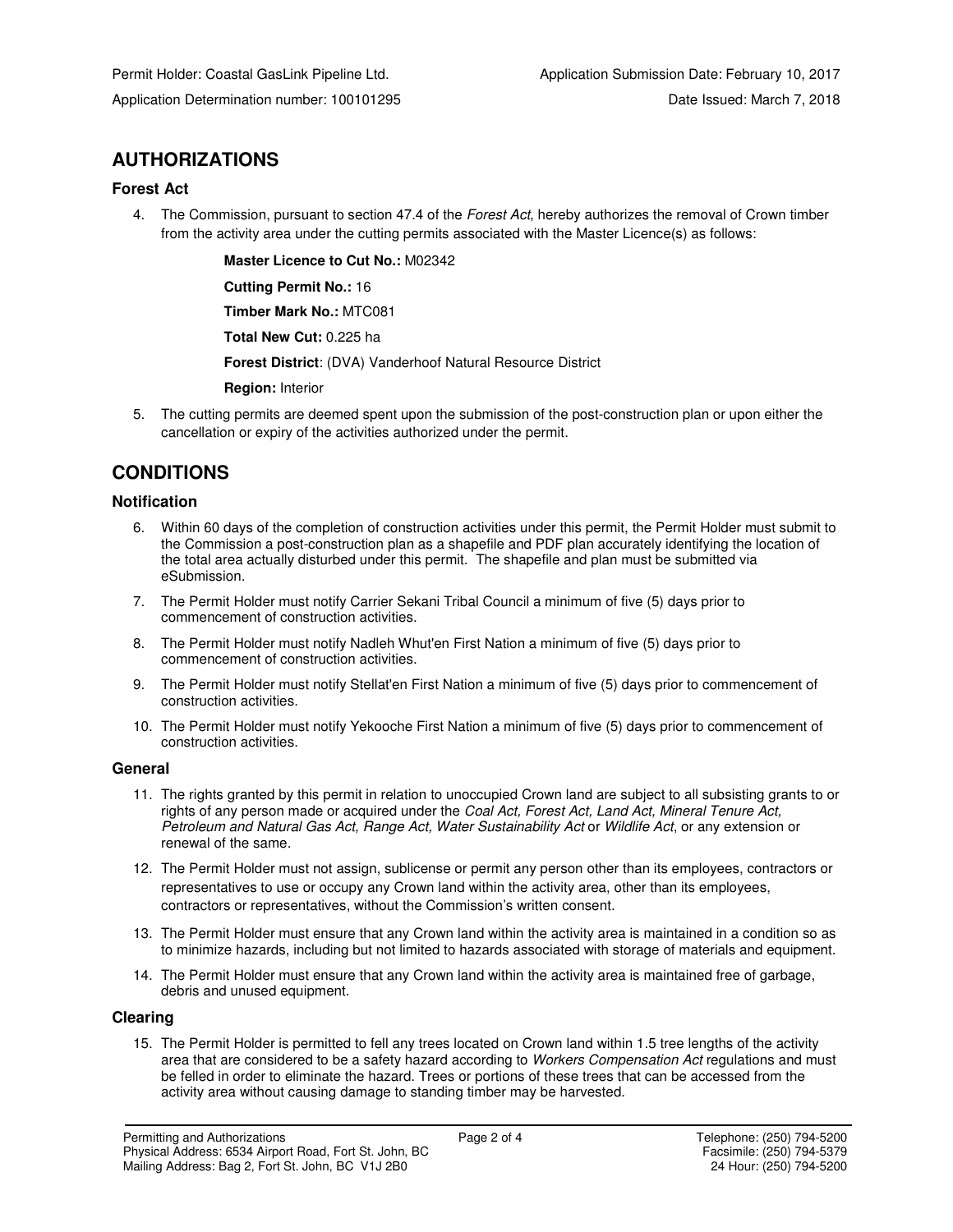Permit Holder: Coastal GasLink Pipeline Ltd.
Application Determination number: 100101295

Application Submission Date: February 10, 2017
Date Issued: March 7, 2018

## AUTHORIZATIONS

### Forest Act

4. The Commission, pursuant to section 47.4 of the *Forest Act*, hereby authorizes the removal of Crown timber from the activity area under the cutting permits associated with the Master Licence(s) as follows:

   **Master Licence to Cut No.:** M02342

   **Cutting Permit No.:** 16

   **Timber Mark No.:** MTC081

   **Total New Cut:** 0.225 ha

   **Forest District**: (DVA) Vanderhoof Natural Resource District

   **Region:** Interior

5. The cutting permits are deemed spent upon the submission of the post-construction plan or upon either the cancellation or expiry of the activities authorized under the permit.

## CONDITIONS

### Notification

6. Within 60 days of the completion of construction activities under this permit, the Permit Holder must submit to the Commission a post-construction plan as a shapefile and PDF plan accurately identifying the location of the total area actually disturbed under this permit. The shapefile and plan must be submitted via eSubmission.
7. The Permit Holder must notify Carrier Sekani Tribal Council a minimum of five (5) days prior to commencement of construction activities.
8. The Permit Holder must notify Nadleh Whut'en First Nation a minimum of five (5) days prior to commencement of construction activities.
9. The Permit Holder must notify Stellat'en First Nation a minimum of five (5) days prior to commencement of construction activities.
10. The Permit Holder must notify Yekooche First Nation a minimum of five (5) days prior to commencement of construction activities.

### General

11. The rights granted by this permit in relation to unoccupied Crown land are subject to all subsisting grants to or rights of any person made or acquired under the *Coal Act, Forest Act, Land Act, Mineral Tenure Act, Petroleum and Natural Gas Act, Range Act, Water Sustainability Act* or *Wildlife Act*, or any extension or renewal of the same.
12. The Permit Holder must not assign, sublicense or permit any person other than its employees, contractors or representatives to use or occupy any Crown land within the activity area, other than its employees, contractors or representatives, without the Commission's written consent.
13. The Permit Holder must ensure that any Crown land within the activity area is maintained in a condition so as to minimize hazards, including but not limited to hazards associated with storage of materials and equipment.
14. The Permit Holder must ensure that any Crown land within the activity area is maintained free of garbage, debris and unused equipment.

### Clearing

15. The Permit Holder is permitted to fell any trees located on Crown land within 1.5 tree lengths of the activity area that are considered to be a safety hazard according to *Workers Compensation Act* regulations and must be felled in order to eliminate the hazard. Trees or portions of these trees that can be accessed from the activity area without causing damage to standing timber may be harvested.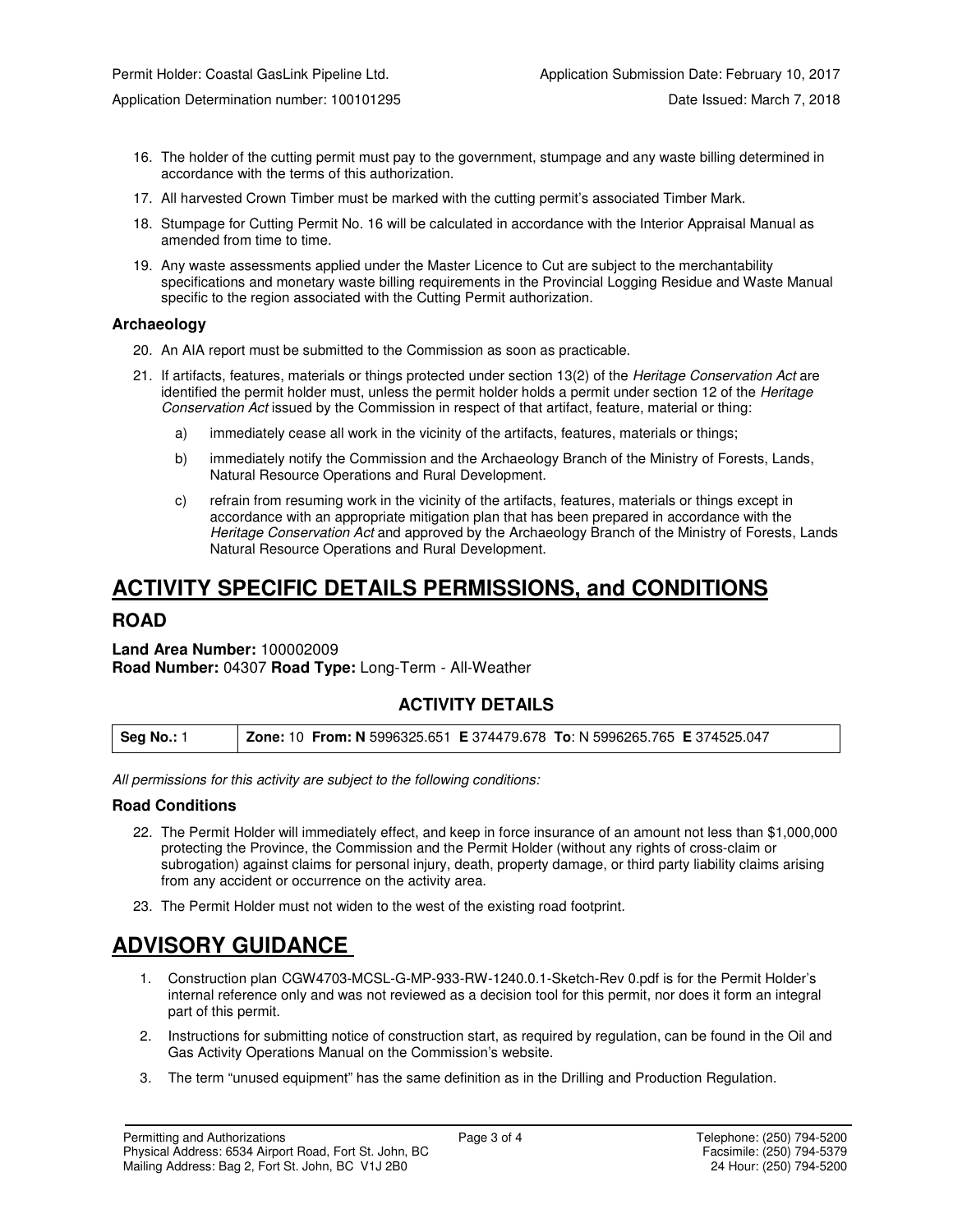16. The holder of the cutting permit must pay to the government, stumpage and any waste billing determined in accordance with the terms of this authorization.
17. All harvested Crown Timber must be marked with the cutting permit's associated Timber Mark.
18. Stumpage for Cutting Permit No. 16 will be calculated in accordance with the Interior Appraisal Manual as amended from time to time.
19. Any waste assessments applied under the Master Licence to Cut are subject to the merchantability specifications and monetary waste billing requirements in the Provincial Logging Residue and Waste Manual specific to the region associated with the Cutting Permit authorization.

### Archaeology

20. An AIA report must be submitted to the Commission as soon as practicable.
21. If artifacts, features, materials or things protected under section 13(2) of the *Heritage Conservation Act* are identified the permit holder must, unless the permit holder holds a permit under section 12 of the *Heritage Conservation Act* issued by the Commission in respect of that artifact, feature, material or thing:
    a) immediately cease all work in the vicinity of the artifacts, features, materials or things;
    b) immediately notify the Commission and the Archaeology Branch of the Ministry of Forests, Lands, Natural Resource Operations and Rural Development.
    c) refrain from resuming work in the vicinity of the artifacts, features, materials or things except in accordance with an appropriate mitigation plan that has been prepared in accordance with the *Heritage Conservation Act* and approved by the Archaeology Branch of the Ministry of Forests, Lands Natural Resource Operations and Rural Development.

# ACTIVITY SPECIFIC DETAILS PERMISSIONS, and CONDITIONS

## ROAD

**Land Area Number:** 100002009
**Road Number:** 04307 **Road Type:** Long-Term - All-Weather

### ACTIVITY DETAILS

| Seg No.: 1 | Zone: 10 From: N 5996325.651 E 374479.678 To: N 5996265.765 E 374525.047 |
|---|---|

*All permissions for this activity are subject to the following conditions:*

### Road Conditions

22. The Permit Holder will immediately effect, and keep in force insurance of an amount not less than $1,000,000 protecting the Province, the Commission and the Permit Holder (without any rights of cross-claim or subrogation) against claims for personal injury, death, property damage, or third party liability claims arising from any accident or occurrence on the activity area.
23. The Permit Holder must not widen to the west of the existing road footprint.

# ADVISORY GUIDANCE

1. Construction plan CGW4703-MCSL-G-MP-933-RW-1240.0.1-Sketch-Rev 0.pdf is for the Permit Holder's internal reference only and was not reviewed as a decision tool for this permit, nor does it form an integral part of this permit.
2. Instructions for submitting notice of construction start, as required by regulation, can be found in the Oil and Gas Activity Operations Manual on the Commission's website.
3. The term "unused equipment" has the same definition as in the Drilling and Production Regulation.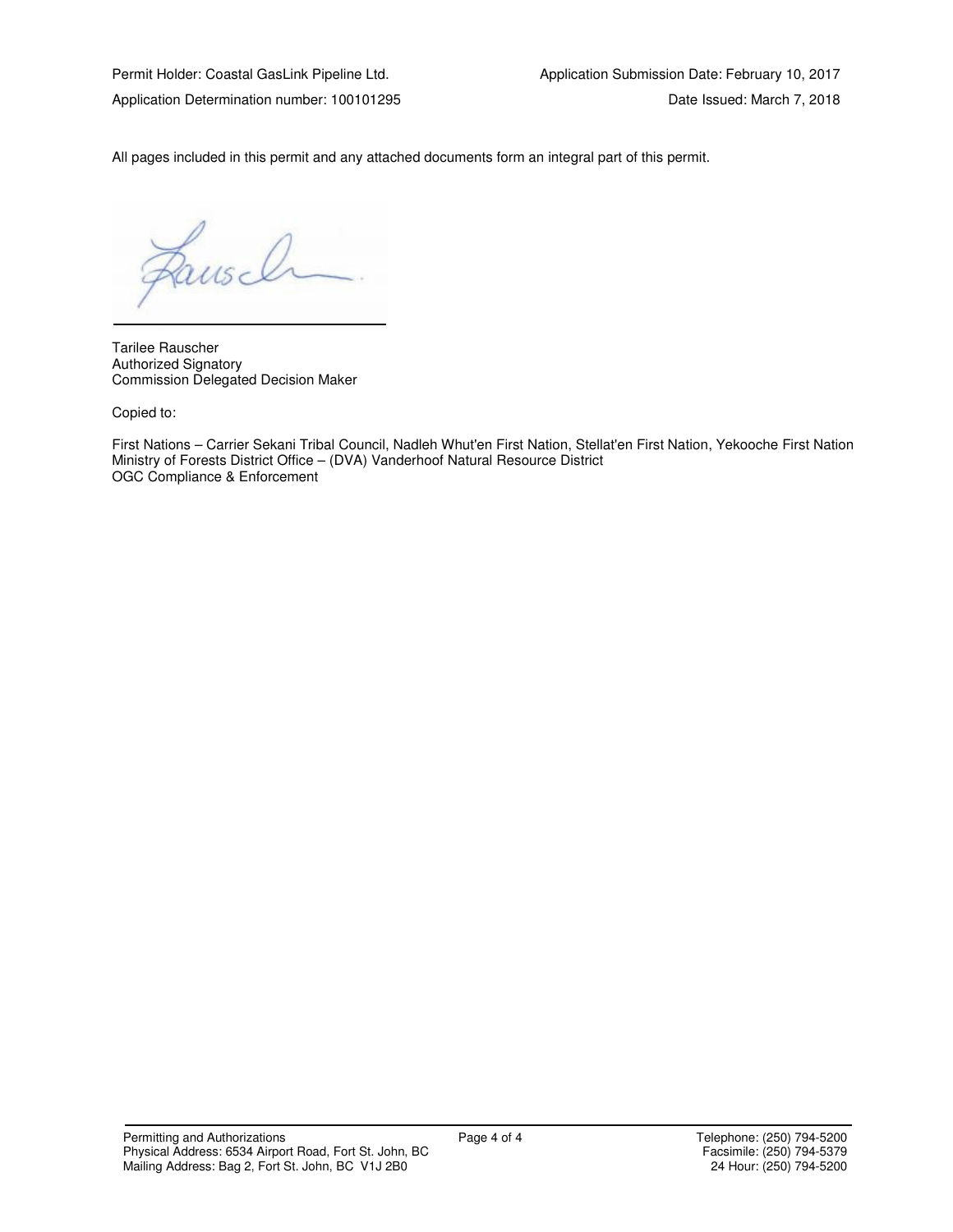Permit Holder: Coastal GasLink Pipeline Ltd.

Application Submission Date: February 10, 2017

Application Determination number: 100101295

Date Issued: March 7, 2018

All pages included in this permit and any attached documents form an integral part of this permit.

Tarilee Rauscher
Authorized Signatory
Commission Delegated Decision Maker

Copied to:

First Nations – Carrier Sekani Tribal Council, Nadleh Whut'en First Nation, Stellat'en First Nation, Yekooche First Nation
Ministry of Forests District Office – (DVA) Vanderhoof Natural Resource District
OGC Compliance & Enforcement